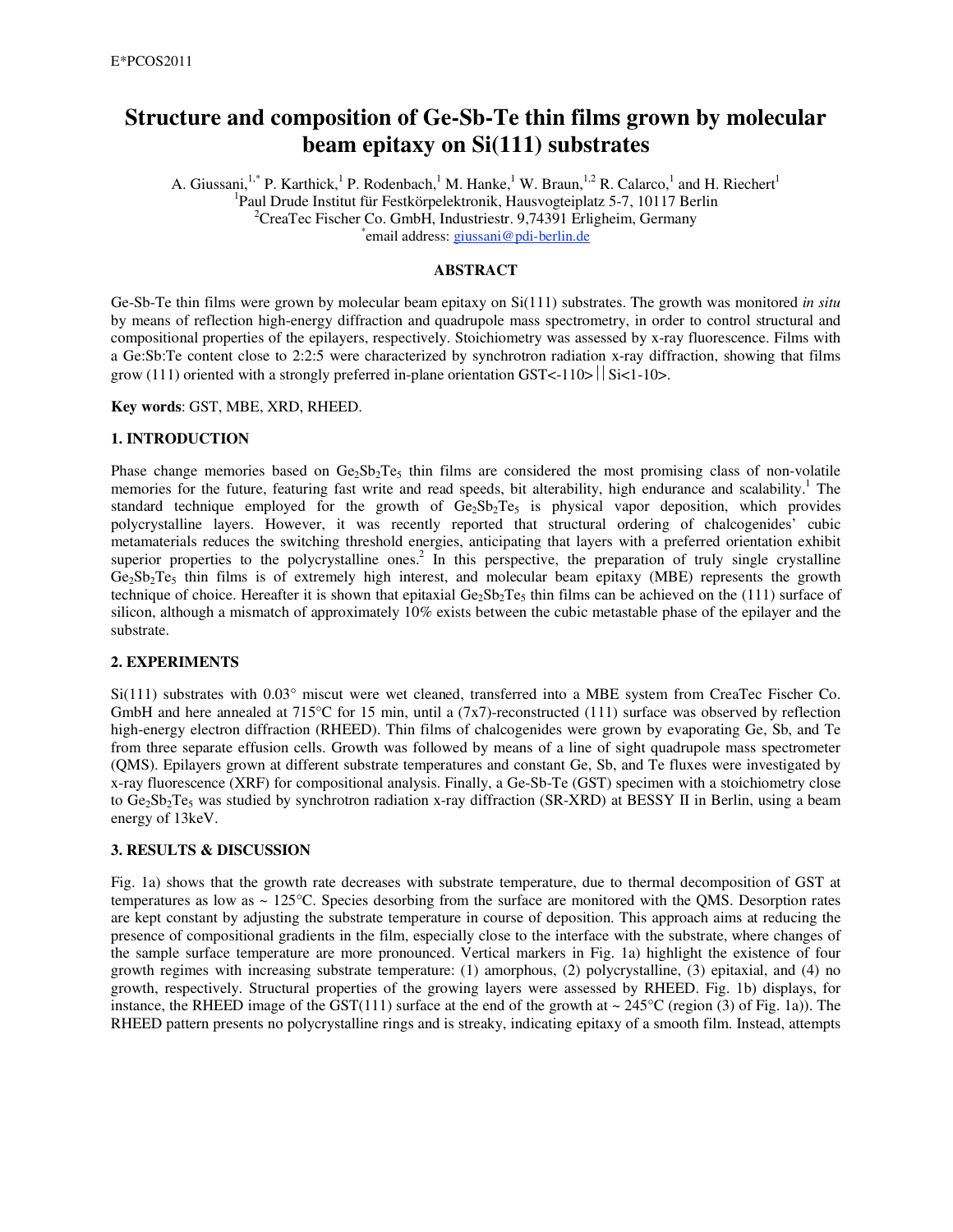# Structure and composition of Ge-Sb-Te thin films grown by molecular beam epitaxy on Si(111) substrates

A. Giussani,[1,*] P. Karthick,[1] P. Rodenbach,[1] M. Hanke,[1] W. Braun,[1,2] R. Calarco,[1] and H. Riechert[1]

[1]Paul Drude Institut für Festkörpelektronik, Hausvogteiplatz 5-7, 10117 Berlin

[2]CreaTec Fischer Co. GmbH, Industriestr. 9,74391 Erligheim, Germany

[*]email address: giussani@pdi-berlin.de

## ABSTRACT

Ge-Sb-Te thin films were grown by molecular beam epitaxy on Si(111) substrates. The growth was monitored *in situ* by means of reflection high-energy diffraction and quadrupole mass spectrometry, in order to control structural and compositional properties of the epilayers, respectively. Stoichiometry was assessed by x-ray fluorescence. Films with a Ge:Sb:Te content close to 2:2:5 were characterized by synchrotron radiation x-ray diffraction, showing that films grow (111) oriented with a strongly preferred in-plane orientation GST<-110>||Si<1-10>.

**Key words**: GST, MBE, XRD, RHEED.

## 1. INTRODUCTION

Phase change memories based on $Ge_2Sb_2Te_5$ thin films are considered the most promising class of non-volatile memories for the future, featuring fast write and read speeds, bit alterability, high endurance and scalability.[1] The standard technique employed for the growth of $Ge_2Sb_2Te_5$ is physical vapor deposition, which provides polycrystalline layers. However, it was recently reported that structural ordering of chalcogenides' cubic metamaterials reduces the switching threshold energies, anticipating that layers with a preferred orientation exhibit superior properties to the polycrystalline ones.[2] In this perspective, the preparation of truly single crystalline $Ge_2Sb_2Te_5$ thin films is of extremely high interest, and molecular beam epitaxy (MBE) represents the growth technique of choice. Hereafter it is shown that epitaxial $Ge_2Sb_2Te_5$ thin films can be achieved on the (111) surface of silicon, although a mismatch of approximately 10% exists between the cubic metastable phase of the epilayer and the substrate.

## 2. EXPERIMENTS

Si(111) substrates with 0.03° miscut were wet cleaned, transferred into a MBE system from CreaTec Fischer Co. GmbH and here annealed at 715°C for 15 min, until a (7x7)-reconstructed (111) surface was observed by reflection high-energy electron diffraction (RHEED). Thin films of chalcogenides were grown by evaporating Ge, Sb, and Te from three separate effusion cells. Growth was followed by means of a line of sight quadrupole mass spectrometer (QMS). Epilayers grown at different substrate temperatures and constant Ge, Sb, and Te fluxes were investigated by x-ray fluorescence (XRF) for compositional analysis. Finally, a Ge-Sb-Te (GST) specimen with a stoichiometry close to $Ge_2Sb_2Te_5$ was studied by synchrotron radiation x-ray diffraction (SR-XRD) at BESSY II in Berlin, using a beam energy of 13keV.

## 3. RESULTS & DISCUSSION

Fig. 1a) shows that the growth rate decreases with substrate temperature, due to thermal decomposition of GST at temperatures as low as ~ 125°C. Species desorbing from the surface are monitored with the QMS. Desorption rates are kept constant by adjusting the substrate temperature in course of deposition. This approach aims at reducing the presence of compositional gradients in the film, especially close to the interface with the substrate, where changes of the sample surface temperature are more pronounced. Vertical markers in Fig. 1a) highlight the existence of four growth regimes with increasing substrate temperature: (1) amorphous, (2) polycrystalline, (3) epitaxial, and (4) no growth, respectively. Structural properties of the growing layers were assessed by RHEED. Fig. 1b) displays, for instance, the RHEED image of the GST(111) surface at the end of the growth at ~ 245°C (region (3) of Fig. 1a)). The RHEED pattern presents no polycrystalline rings and is streaky, indicating epitaxy of a smooth film. Instead, attempts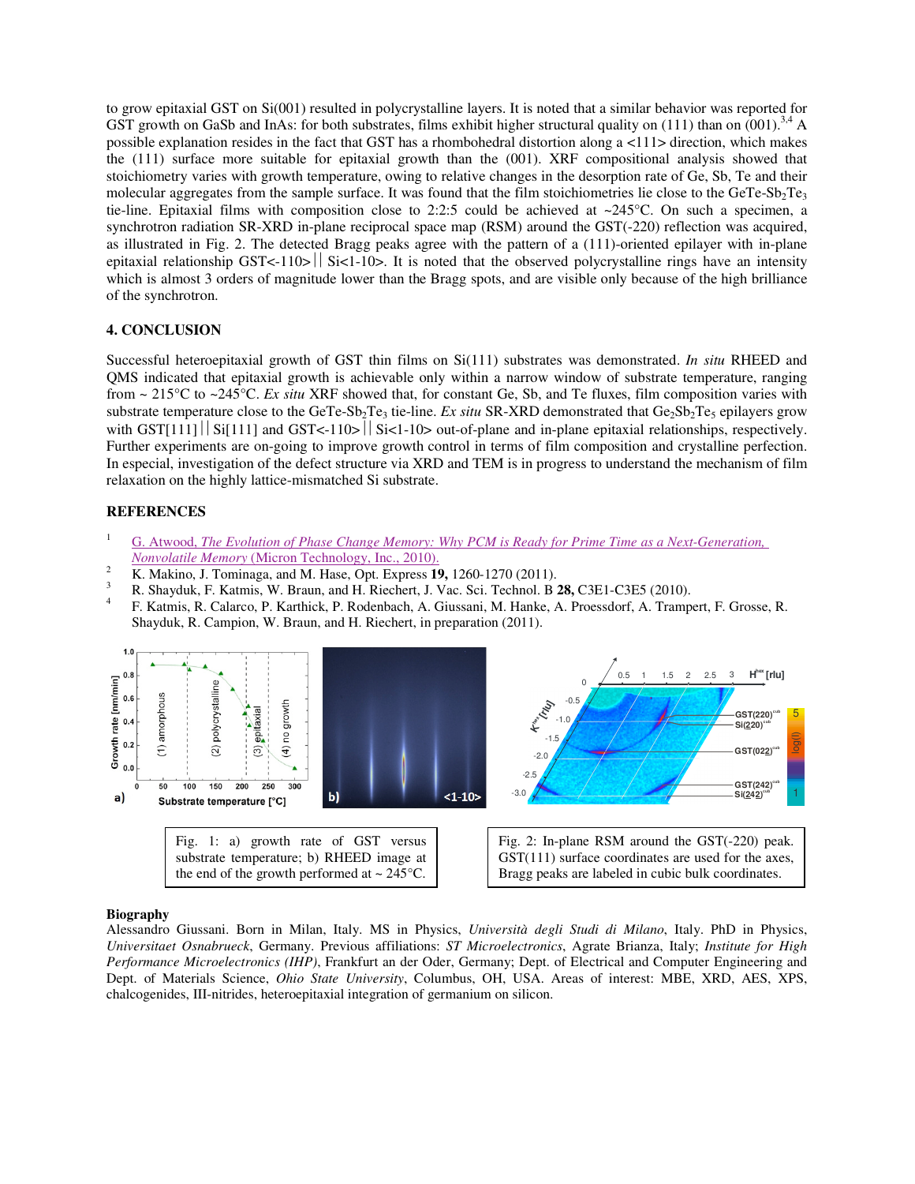to grow epitaxial GST on Si(001) resulted in polycrystalline layers. It is noted that a similar behavior was reported for GST growth on GaSb and InAs: for both substrates, films exhibit higher structural quality on (111) than on (001).[3,4] A possible explanation resides in the fact that GST has a rhombohedral distortion along a <111> direction, which makes the (111) surface more suitable for epitaxial growth than the (001). XRF compositional analysis showed that stoichiometry varies with growth temperature, owing to relative changes in the desorption rate of Ge, Sb, Te and their molecular aggregates from the sample surface. It was found that the film stoichiometries lie close to the GeTe-$Sb_2Te_3$ tie-line. Epitaxial films with composition close to 2:2:5 could be achieved at ~245°C. On such a specimen, a synchrotron radiation SR-XRD in-plane reciprocal space map (RSM) around the GST(-220) reflection was acquired, as illustrated in Fig. 2. The detected Bragg peaks agree with the pattern of a (111)-oriented epilayer with in-plane epitaxial relationship GST<-110>||Si<1-10>. It is noted that the observed polycrystalline rings have an intensity which is almost 3 orders of magnitude lower than the Bragg spots, and are visible only because of the high brilliance of the synchrotron.

## 4. CONCLUSION

Successful heteroepitaxial growth of GST thin films on Si(111) substrates was demonstrated. *In situ* RHEED and QMS indicated that epitaxial growth is achievable only within a narrow window of substrate temperature, ranging from ~ 215°C to ~245°C. *Ex situ* XRF showed that, for constant Ge, Sb, and Te fluxes, film composition varies with substrate temperature close to the GeTe-$Sb_2Te_3$ tie-line. *Ex situ* SR-XRD demonstrated that $Ge_2Sb_2Te_5$ epilayers grow with GST[111]||Si[111] and GST<-110>||Si<1-10> out-of-plane and in-plane epitaxial relationships, respectively. Further experiments are on-going to improve growth control in terms of film composition and crystalline perfection. In especial, investigation of the defect structure via XRD and TEM is in progress to understand the mechanism of film relaxation on the highly lattice-mismatched Si substrate.

## REFERENCES

1. G. Atwood, *The Evolution of Phase Change Memory: Why PCM is Ready for Prime Time as a Next-Generation, Nonvolatile Memory* (Micron Technology, Inc., 2010).
2. K. Makino, J. Tominaga, and M. Hase, Opt. Express **19,** 1260-1270 (2011).
3. R. Shayduk, F. Katmis, W. Braun, and H. Riechert, J. Vac. Sci. Technol. B **28,** C3E1-C3E5 (2010).
4. F. Katmis, R. Calarco, P. Karthick, P. Rodenbach, A. Giussani, M. Hanke, A. Proessdorf, A. Trampert, F. Grosse, R. Shayduk, R. Campion, W. Braun, and H. Riechert, in preparation (2011).

a)
Growth rate [nm/min]
1.0
0.8
0.6
0.4
0.2
0.0
0 50 100 150 200 250 300
Substrate temperature [°C]
(1) amorphous
(2) polycrystalline
(3) epitaxial
(4) no growth

b)
<1-10>

0 0.5 1 1.5 2 2.5 3 $H^{hex}$ [rlu]
$K^{hex}$ [rlu]
-0.5
-1.0
-1.5
-2.0
-2.5
-3.0
$GST(220)^{cub}$
$Si(2\bar{2}0)^{cub}$
$GST(02\bar{2})^{cub}$
$GST(242)^{cub}$
$Si(2\bar{4}2)^{cub}$
log(I)
5
1

Fig. 1: a) growth rate of GST versus substrate temperature; b) RHEED image at the end of the growth performed at ~ 245°C.

Fig. 2: In-plane RSM around the GST(-220) peak. GST(111) surface coordinates are used for the axes, Bragg peaks are labeled in cubic bulk coordinates.

**Biography**

Alessandro Giussani. Born in Milan, Italy. MS in Physics, *Università degli Studi di Milano*, Italy. PhD in Physics, *Universitaet Osnabrueck*, Germany. Previous affiliations: *ST Microelectronics*, Agrate Brianza, Italy; *Institute for High Performance Microelectronics (IHP)*, Frankfurt an der Oder, Germany; Dept. of Electrical and Computer Engineering and Dept. of Materials Science, *Ohio State University*, Columbus, OH, USA. Areas of interest: MBE, XRD, AES, XPS, chalcogenides, III-nitrides, heteroepitaxial integration of germanium on silicon.